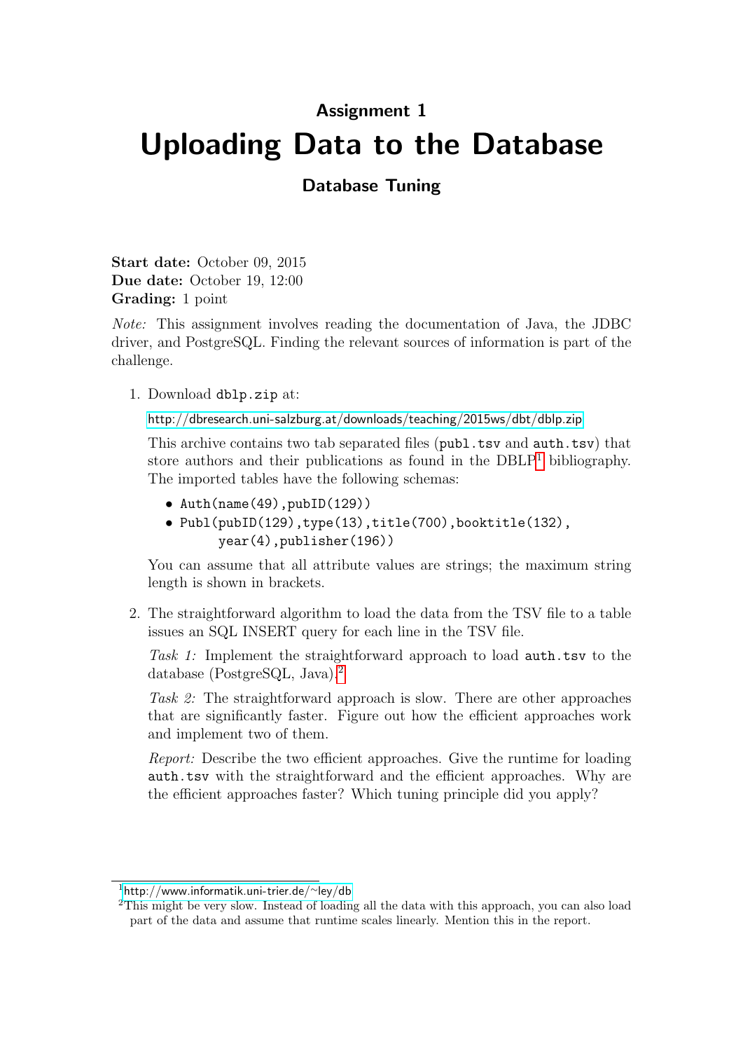## Assignment 1

# Uploading Data to the Database

### Database Tuning

**Start date:** October 09, 2015
**Due date:** October 19, 12:00
**Grading:** 1 point

*Note:* This assignment involves reading the documentation of Java, the JDBC driver, and PostgreSQL. Finding the relevant sources of information is part of the challenge.

1. Download `dblp.zip` at:

   http://dbresearch.uni-salzburg.at/downloads/teaching/2015ws/dbt/dblp.zip

   This archive contains two tab separated files (`publ.tsv` and `auth.tsv`) that store authors and their publications as found in the DBLP[1] bibliography. The imported tables have the following schemas:

   - `Auth(name(49),pubID(129))`
   - `Publ(pubID(129),type(13),title(700),booktitle(132), year(4),publisher(196))`

   You can assume that all attribute values are strings; the maximum string length is shown in brackets.

2. The straightforward algorithm to load the data from the TSV file to a table issues an SQL INSERT query for each line in the TSV file.

   *Task 1:* Implement the straightforward approach to load `auth.tsv` to the database (PostgreSQL, Java).[2]

   *Task 2:* The straightforward approach is slow. There are other approaches that are significantly faster. Figure out how the efficient approaches work and implement two of them.

   *Report:* Describe the two efficient approaches. Give the runtime for loading `auth.tsv` with the straightforward and the efficient approaches. Why are the efficient approaches faster? Which tuning principle did you apply?

---

[1] http://www.informatik.uni-trier.de/~ley/db

[2] This might be very slow. Instead of loading all the data with this approach, you can also load part of the data and assume that runtime scales linearly. Mention this in the report.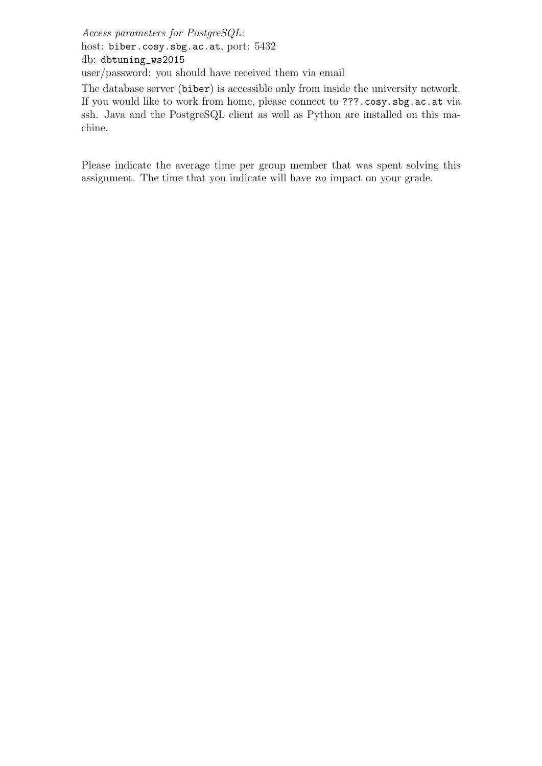*Access parameters for PostgreSQL:*  
host: `biber.cosy.sbg.ac.at`, port: 5432  
db: `dbtuning_ws2015`  
user/password: you should have received them via email

The database server (`biber`) is accessible only from inside the university network. If you would like to work from home, please connect to `???.cosy.sbg.ac.at` via ssh. Java and the PostgreSQL client as well as Python are installed on this machine.

Please indicate the average time per group member that was spent solving this assignment. The time that you indicate will have *no* impact on your grade.